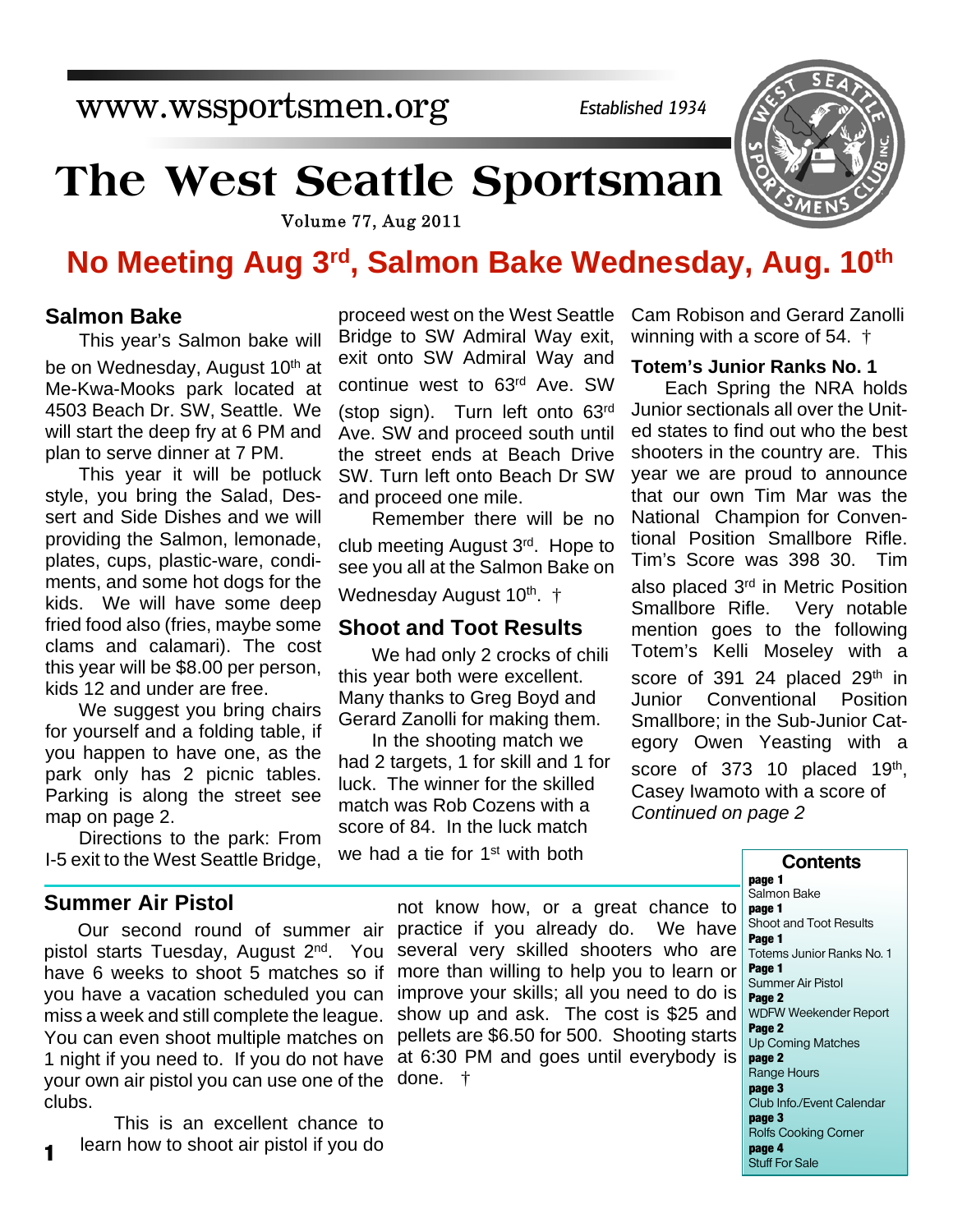www.wssportsmen.org

*Established 1934*

# The West Seattle Sportsman

Volume 77, Aug 2011

## No Meeting Aug 3rd, Salmon Bake Wednesday, Aug. 10th

### Salmon Bake

This year's Salmon bake will be on Wednesday, August 10th at Me-Kwa-Mooks park located at 4503 Beach Dr. SW, Seattle. We will start the deep fry at 6 PM and plan to serve dinner at 7 PM.

This year it will be potluck style, you bring the Salad, Dessert and Side Dishes and we will providing the Salmon, lemonade, plates, cups, plastic-ware, condiments, and some hot dogs for the kids. We will have some deep fried food also (fries, maybe some clams and calamari). The cost this year will be $8.00 per person, kids 12 and under are free.

We suggest you bring chairs for yourself and a folding table, if you happen to have one, as the park only has 2 picnic tables. Parking is along the street see map on page 2.

Directions to the park: From I-5 exit to the West Seattle Bridge, proceed west on the West Seattle Bridge to SW Admiral Way exit, exit onto SW Admiral Way and continue west to 63rd Ave. SW (stop sign). Turn left onto 63rd Ave. SW and proceed south until the street ends at Beach Drive SW. Turn left onto Beach Dr SW and proceed one mile.

Remember there will be no club meeting August 3rd. Hope to see you all at the Salmon Bake on Wednesday August 10th. †

### Shoot and Toot Results

We had only 2 crocks of chili this year both were excellent. Many thanks to Greg Boyd and Gerard Zanolli for making them.

In the shooting match we had 2 targets, 1 for skill and 1 for luck. The winner for the skilled match was Rob Cozens with a score of 84. In the luck match we had a tie for 1st with both Cam Robison and Gerard Zanolli winning with a score of 54. †

### Totem's Junior Ranks No. 1

Each Spring the NRA holds Junior sectionals all over the United states to find out who the best shooters in the country are. This year we are proud to announce that our own Tim Mar was the National Champion for Conventional Position Smallbore Rifle. Tim's Score was 398 30. Tim also placed 3rd in Metric Position Smallbore Rifle. Very notable mention goes to the following Totem's Kelli Moseley with a score of 391 24 placed 29th in Junior Conventional Position Smallbore; in the Sub-Junior Category Owen Yeasting with a score of 373 10 placed 19th, Casey Iwamoto with a score of *Continued on page 2*

### Summer Air Pistol

Our second round of summer air pistol starts Tuesday, August 2nd. You have 6 weeks to shoot 5 matches so if you have a vacation scheduled you can miss a week and still complete the league. You can even shoot multiple matches on 1 night if you need to. If you do not have your own air pistol you can use one of the clubs.

This is an excellent chance to learn how to shoot air pistol if you do not know how, or a great chance to practice if you already do. We have several very skilled shooters who are more than willing to help you to learn or improve your skills; all you need to do is show up and ask. The cost is $25 and pellets are $6.50 for 500. Shooting starts at 6:30 PM and goes until everybody is done. †

### Contents

**page 1** Salmon Bake
**page 1** Shoot and Toot Results
**Page 1** Totems Junior Ranks No. 1
**Page 1** Summer Air Pistol
**Page 2** WDFW Weekender Report
**Page 2** Up Coming Matches
**page 2** Range Hours
**page 3** Club Info./Event Calendar
**page 3** Rolfs Cooking Corner
**page 4** Stuff For Sale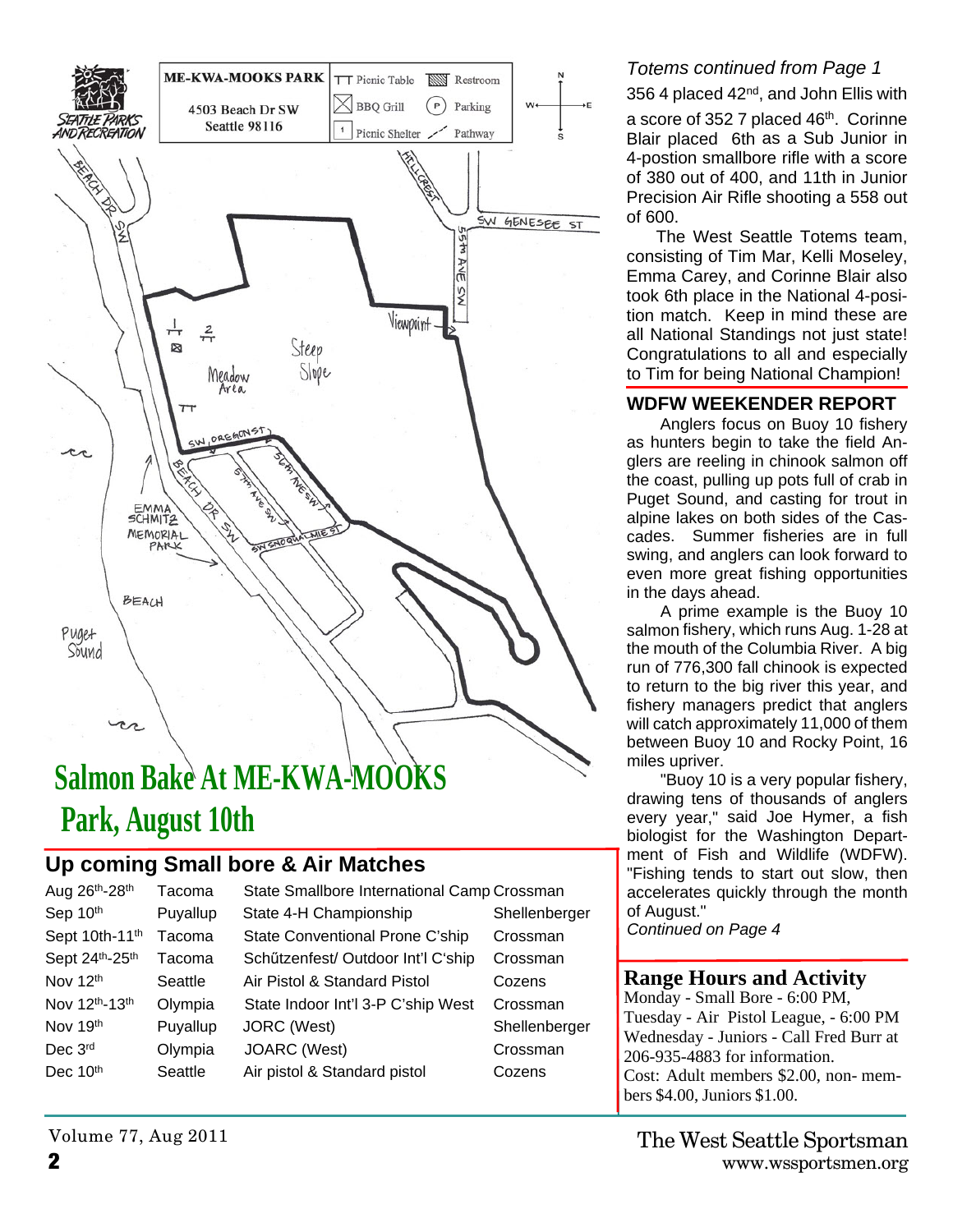ME-KWA-MOOKS PARK
4503 Beach Dr SW
Seattle 98116

# Salmon Bake At ME-KWA-MOOKS Park, August 10th

## Up coming Small bore & Air Matches

| | | | |
|---|---|---|---|
| Aug 26th-28th | Tacoma | State Smallbore International Camp | Crossman |
| Sep 10th | Puyallup | State 4-H Championship | Shellenberger |
| Sept 10th-11th | Tacoma | State Conventional Prone C'ship | Crossman |
| Sept 24th-25th | Tacoma | Schűtzenfest/ Outdoor Int'l C'ship | Crossman |
| Nov 12th | Seattle | Air Pistol & Standard Pistol | Cozens |
| Nov 12th-13th | Olympia | State Indoor Int'l 3-P C'ship West | Crossman |
| Nov 19th | Puyallup | JORC (West) | Shellenberger |
| Dec 3rd | Olympia | JOARC (West) | Crossman |
| Dec 10th | Seattle | Air pistol & Standard pistol | Cozens |

*Totems continued from Page 1*

356 4 placed 42nd, and John Ellis with a score of 352 7 placed 46th. Corinne Blair placed 6th as a Sub Junior in 4-postion smallbore rifle with a score of 380 out of 400, and 11th in Junior Precision Air Rifle shooting a 558 out of 600.

The West Seattle Totems team, consisting of Tim Mar, Kelli Moseley, Emma Carey, and Corinne Blair also took 6th place in the National 4-position match. Keep in mind these are all National Standings not just state! Congratulations to all and especially to Tim for being National Champion!

## WDFW WEEKENDER REPORT

Anglers focus on Buoy 10 fishery as hunters begin to take the field Anglers are reeling in chinook salmon off the coast, pulling up pots full of crab in Puget Sound, and casting for trout in alpine lakes on both sides of the Cascades. Summer fisheries are in full swing, and anglers can look forward to even more great fishing opportunities in the days ahead.

A prime example is the Buoy 10 salmon fishery, which runs Aug. 1-28 at the mouth of the Columbia River. A big run of 776,300 fall chinook is expected to return to the big river this year, and fishery managers predict that anglers will catch approximately 11,000 of them between Buoy 10 and Rocky Point, 16 miles upriver.

"Buoy 10 is a very popular fishery, drawing tens of thousands of anglers every year," said Joe Hymer, a fish biologist for the Washington Department of Fish and Wildlife (WDFW). "Fishing tends to start out slow, then accelerates quickly through the month of August."

*Continued on Page 4*

## Range Hours and Activity

Monday - Small Bore - 6:00 PM,
Tuesday - Air Pistol League, - 6:00 PM
Wednesday - Juniors - Call Fred Burr at 206-935-4883 for information.
Cost: Adult members $2.00, non- members $4.00, Juniors $1.00.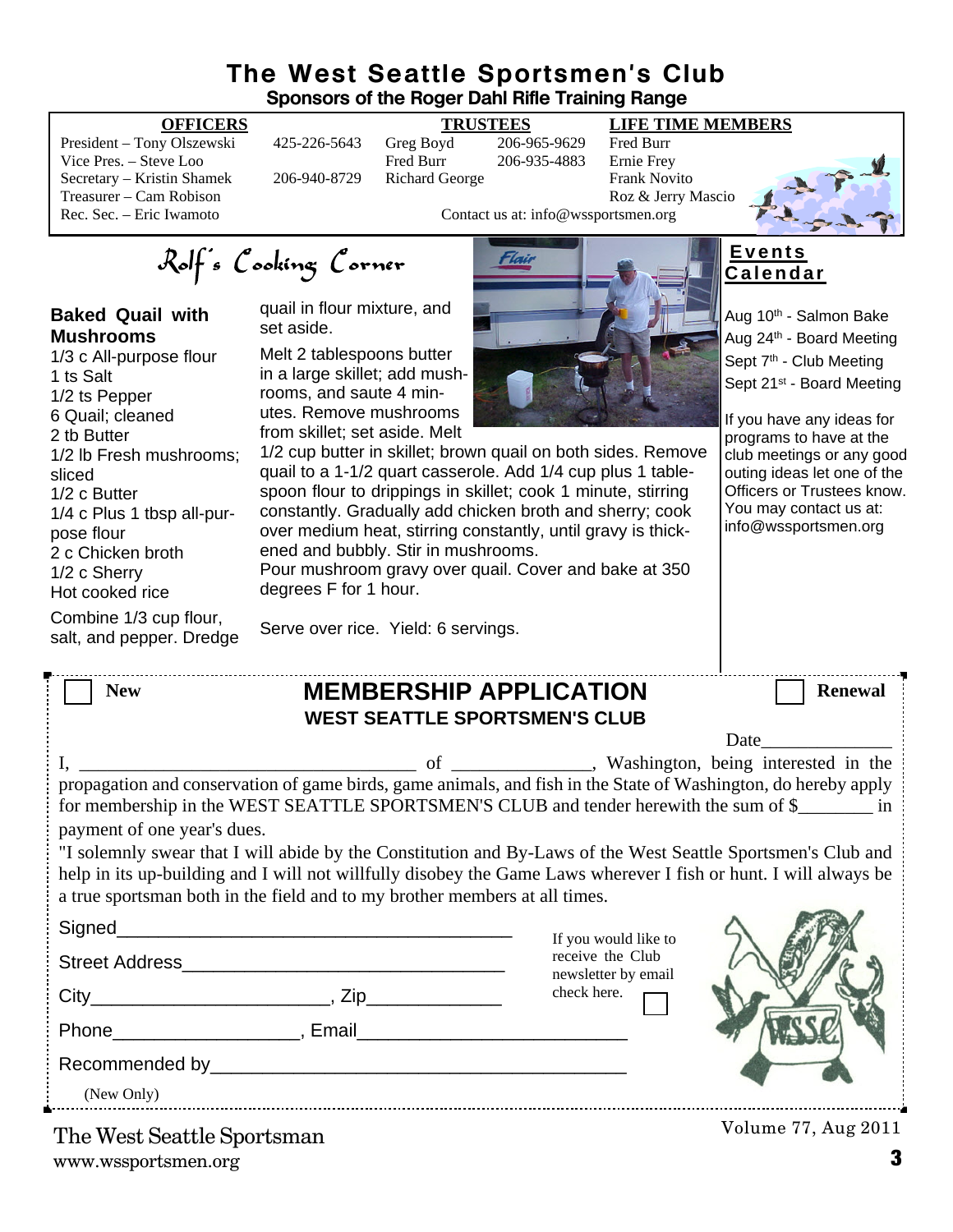# The West Seattle Sportsmen's Club

**Sponsors of the Roger Dahl Rifle Training Range**

| OFFICERS | | TRUSTEES | | LIFE TIME MEMBERS |
|---|---|---|---|---|
| President – Tony Olszewski | 425-226-5643 | Greg Boyd | 206-965-9629 | Fred Burr |
| Vice Pres. – Steve Loo | | Fred Burr | 206-935-4883 | Ernie Frey |
| Secretary – Kristin Shamek | 206-940-8729 | Richard George | | Frank Novito |
| Treasurer – Cam Robison | | | | Roz & Jerry Mascio |
| Rec. Sec. – Eric Iwamoto | | | | |

Contact us at: info@wssportsmen.org

## Rolf's Cooking Corner

### Baked Quail with Mushrooms

- 1/3 c All-purpose flour
- 1 ts Salt
- 1/2 ts Pepper
- 6 Quail; cleaned
- 2 tb Butter
- 1/2 lb Fresh mushrooms; sliced
- 1/2 c Butter
- 1/4 c Plus 1 tbsp all-purpose flour
- 2 c Chicken broth
- 1/2 c Sherry
- Hot cooked rice

Combine 1/3 cup flour, salt, and pepper. Dredge quail in flour mixture, and set aside.

Melt 2 tablespoons butter in a large skillet; add mushrooms, and saute 4 minutes. Remove mushrooms from skillet; set aside. Melt 1/2 cup butter in skillet; brown quail on both sides. Remove quail to a 1-1/2 quart casserole. Add 1/4 cup plus 1 tablespoon flour to drippings in skillet; cook 1 minute, stirring constantly. Gradually add chicken broth and sherry; cook over medium heat, stirring constantly, until gravy is thickened and bubbly. Stir in mushrooms.
Pour mushroom gravy over quail. Cover and bake at 350 degrees F for 1 hour.

Serve over rice. Yield: 6 servings.

## Events Calendar

- Aug 10th - Salmon Bake
- Aug 24th - Board Meeting
- Sept 7th - Club Meeting
- Sept 21st - Board Meeting

If you have any ideas for programs to have at the club meetings or any good outing ideas let one of the Officers or Trustees know. You may contact us at: info@wssportsmen.org

---

☐ **New** ☐ **Renewal**

## MEMBERSHIP APPLICATION

**WEST SEATTLE SPORTSMEN'S CLUB**

Date______________

I, ___________________________________ of _______________, Washington, being interested in the propagation and conservation of game birds, game animals, and fish in the State of Washington, do hereby apply for membership in the WEST SEATTLE SPORTSMEN'S CLUB and tender herewith the sum of $________ in payment of one year's dues.

"I solemnly swear that I will abide by the Constitution and By-Laws of the West Seattle Sportsmen's Club and help in its up-building and I will not willfully disobey the Game Laws wherever I fish or hunt. I will always be a true sportsman both in the field and to my brother members at all times.

Signed_______________________________________

Street Address________________________________

City______________________, Zip_____________

Phone__________________, Email_________________________

Recommended by________________________________________

(New Only)

If you would like to receive the Club newsletter by email check here. ☐

The West Seattle Sportsman
www.wssportsmen.org

Volume 77, Aug 2011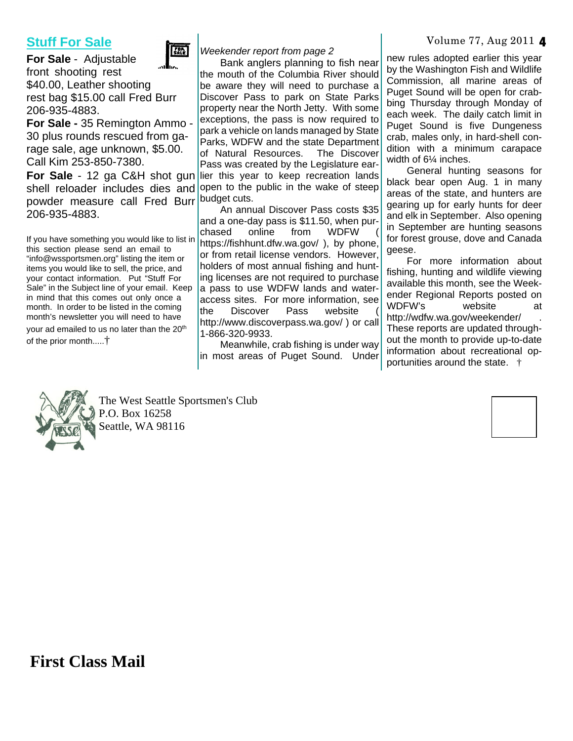## Stuff For Sale

**For Sale** - Adjustable front shooting rest $40.00, Leather shooting rest bag $15.00 call Fred Burr 206-935-4883.

**For Sale -** 35 Remington Ammo - 30 plus rounds rescued from garage sale, age unknown, $5.00. Call Kim 253-850-7380.

**For Sale** - 12 ga C&H shot gun shell reloader includes dies and powder measure call Fred Burr 206-935-4883.

If you have something you would like to list in this section please send an email to "info@wssportsmen.org" listing the item or items you would like to sell, the price, and your contact information. Put "Stuff For Sale" in the Subject line of your email. Keep in mind that this comes out only once a month. In order to be listed in the coming month's newsletter you will need to have your ad emailed to us no later than the 20th of the prior month.....†

*Weekender report from page 2*

Bank anglers planning to fish near the mouth of the Columbia River should be aware they will need to purchase a Discover Pass to park on State Parks property near the North Jetty. With some exceptions, the pass is now required to park a vehicle on lands managed by State Parks, WDFW and the state Department of Natural Resources. The Discover Pass was created by the Legislature earlier this year to keep recreation lands open to the public in the wake of steep budget cuts.

An annual Discover Pass costs $35 and a one-day pass is $11.50, when purchased online from WDFW ( https://fishhunt.dfw.wa.gov/ ), by phone, or from retail license vendors. However, holders of most annual fishing and hunting licenses are not required to purchase a pass to use WDFW lands and water-access sites. For more information, see the Discover Pass website ( http://www.discoverpass.wa.gov/ ) or call 1-866-320-9933.

Meanwhile, crab fishing is under way in most areas of Puget Sound. Under new rules adopted earlier this year by the Washington Fish and Wildlife Commission, all marine areas of Puget Sound will be open for crabbing Thursday through Monday of each week. The daily catch limit in Puget Sound is five Dungeness crab, males only, in hard-shell condition with a minimum carapace width of 6¼ inches.

General hunting seasons for black bear open Aug. 1 in many areas of the state, and hunters are gearing up for early hunts for deer and elk in September. Also opening in September are hunting seasons for forest grouse, dove and Canada geese.

For more information about fishing, hunting and wildlife viewing available this month, see the Weekender Regional Reports posted on WDFW's website at http://wdfw.wa.gov/weekender/ . These reports are updated throughout the month to provide up-to-date information about recreational opportunities around the state. †

The West Seattle Sportsmen's Club
P.O. Box 16258
Seattle, WA 98116

**First Class Mail**